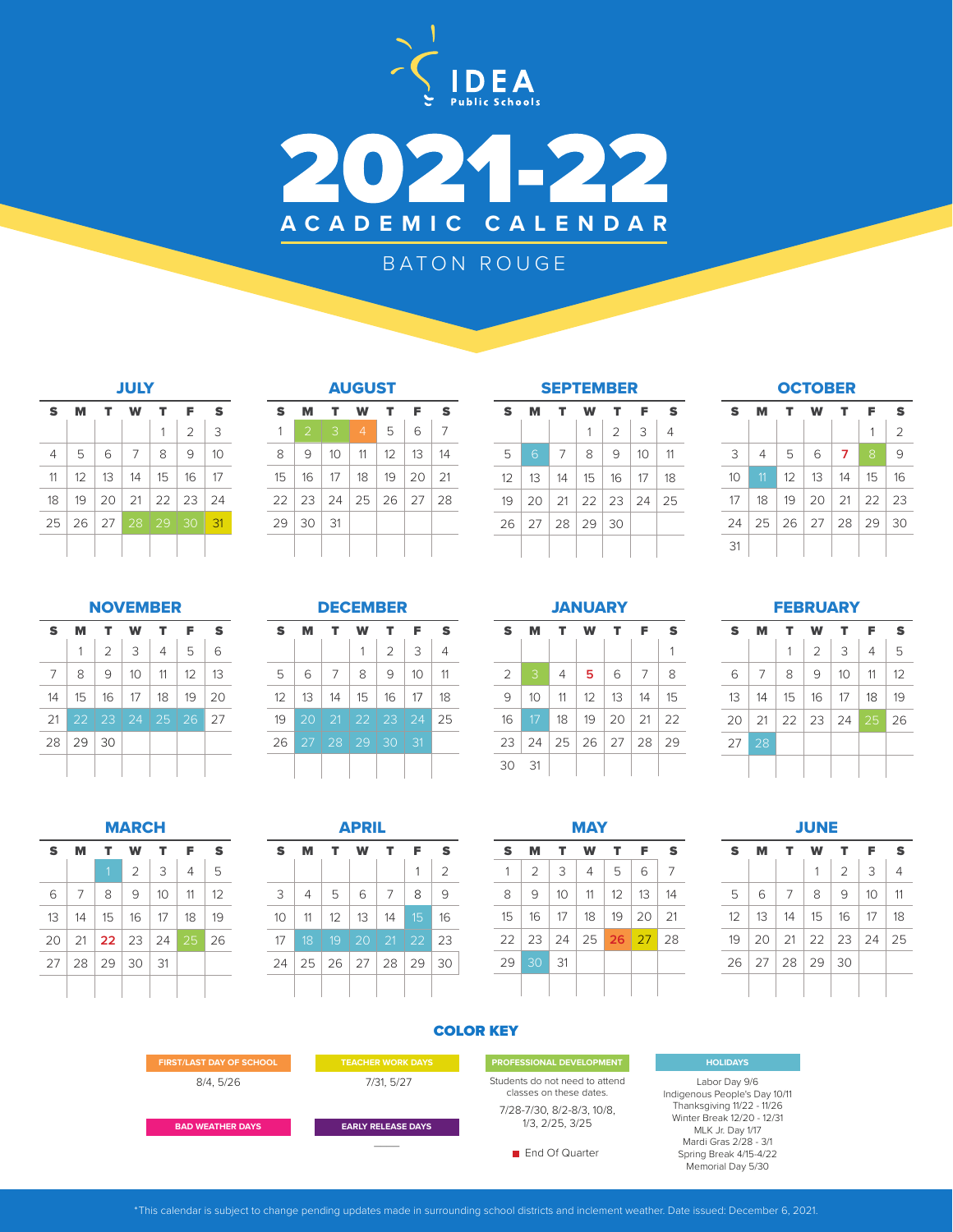# IDEA Public Schools

# 2021-22 ACADEMIC CALENDAR

## BATON ROUGE

### JULY

| S | M | T | W | T | F | S |
|---|---|---|---|---|---|---|
| | | | | 1 | 2 | 3 |
| 4 | 5 | 6 | 7 | 8 | 9 | 10 |
| 11 | 12 | 13 | 14 | 15 | 16 | 17 |
| 18 | 19 | 20 | 21 | 22 | 23 | 24 |
| 25 | 26 | 27 | 28 | 29 | 30 | 31 |

### AUGUST

| S | M | T | W | T | F | S |
|---|---|---|---|---|---|---|
| 1 | 2 | 3 | 4 | 5 | 6 | 7 |
| 8 | 9 | 10 | 11 | 12 | 13 | 14 |
| 15 | 16 | 17 | 18 | 19 | 20 | 21 |
| 22 | 23 | 24 | 25 | 26 | 27 | 28 |
| 29 | 30 | 31 | | | | |

### SEPTEMBER

| S | M | T | W | T | F | S |
|---|---|---|---|---|---|---|
| | | | 1 | 2 | 3 | 4 |
| 5 | 6 | 7 | 8 | 9 | 10 | 11 |
| 12 | 13 | 14 | 15 | 16 | 17 | 18 |
| 19 | 20 | 21 | 22 | 23 | 24 | 25 |
| 26 | 27 | 28 | 29 | 30 | | |

### OCTOBER

| S | M | T | W | T | F | S |
|---|---|---|---|---|---|---|
| | | | | | 1 | 2 |
| 3 | 4 | 5 | 6 | 7 | 8 | 9 |
| 10 | 11 | 12 | 13 | 14 | 15 | 16 |
| 17 | 18 | 19 | 20 | 21 | 22 | 23 |
| 24 | 25 | 26 | 27 | 28 | 29 | 30 |
| 31 | | | | | | |

### NOVEMBER

| S | M | T | W | T | F | S |
|---|---|---|---|---|---|---|
| | 1 | 2 | 3 | 4 | 5 | 6 |
| 7 | 8 | 9 | 10 | 11 | 12 | 13 |
| 14 | 15 | 16 | 17 | 18 | 19 | 20 |
| 21 | 22 | 23 | 24 | 25 | 26 | 27 |
| 28 | 29 | 30 | | | | |

### DECEMBER

| S | M | T | W | T | F | S |
|---|---|---|---|---|---|---|
| | | | 1 | 2 | 3 | 4 |
| 5 | 6 | 7 | 8 | 9 | 10 | 11 |
| 12 | 13 | 14 | 15 | 16 | 17 | 18 |
| 19 | 20 | 21 | 22 | 23 | 24 | 25 |
| 26 | 27 | 28 | 29 | 30 | 31 | |

### JANUARY

| S | M | T | W | T | F | S |
|---|---|---|---|---|---|---|
| | | | | | | 1 |
| 2 | 3 | 4 | 5 | 6 | 7 | 8 |
| 9 | 10 | 11 | 12 | 13 | 14 | 15 |
| 16 | 17 | 18 | 19 | 20 | 21 | 22 |
| 23 | 24 | 25 | 26 | 27 | 28 | 29 |
| 30 | 31 | | | | | |

### FEBRUARY

| S | M | T | W | T | F | S |
|---|---|---|---|---|---|---|
| | | 1 | 2 | 3 | 4 | 5 |
| 6 | 7 | 8 | 9 | 10 | 11 | 12 |
| 13 | 14 | 15 | 16 | 17 | 18 | 19 |
| 20 | 21 | 22 | 23 | 24 | 25 | 26 |
| 27 | 28 | | | | | |

### MARCH

| S | M | T | W | T | F | S |
|---|---|---|---|---|---|---|
| | | 1 | 2 | 3 | 4 | 5 |
| 6 | 7 | 8 | 9 | 10 | 11 | 12 |
| 13 | 14 | 15 | 16 | 17 | 18 | 19 |
| 20 | 21 | 22 | 23 | 24 | 25 | 26 |
| 27 | 28 | 29 | 30 | 31 | | |

### APRIL

| S | M | T | W | T | F | S |
|---|---|---|---|---|---|---|
| | | | | | 1 | 2 |
| 3 | 4 | 5 | 6 | 7 | 8 | 9 |
| 10 | 11 | 12 | 13 | 14 | 15 | 16 |
| 17 | 18 | 19 | 20 | 21 | 22 | 23 |
| 24 | 25 | 26 | 27 | 28 | 29 | 30 |

### MAY

| S | M | T | W | T | F | S |
|---|---|---|---|---|---|---|
| 1 | 2 | 3 | 4 | 5 | 6 | 7 |
| 8 | 9 | 10 | 11 | 12 | 13 | 14 |
| 15 | 16 | 17 | 18 | 19 | 20 | 21 |
| 22 | 23 | 24 | 25 | 26 | 27 | 28 |
| 29 | 30 | 31 | | | | |

### JUNE

| S | M | T | W | T | F | S |
|---|---|---|---|---|---|---|
| | | | 1 | 2 | 3 | 4 |
| 5 | 6 | 7 | 8 | 9 | 10 | 11 |
| 12 | 13 | 14 | 15 | 16 | 17 | 18 |
| 19 | 20 | 21 | 22 | 23 | 24 | 25 |
| 26 | 27 | 28 | 29 | 30 | | |

## COLOR KEY

**FIRST/LAST DAY OF SCHOOL**
8/4, 5/26

**TEACHER WORK DAYS**
7/31, 5/27

**PROFESSIONAL DEVELOPMENT**
Students do not need to attend classes on these dates.
7/28-7/30, 8/2-8/3, 10/8, 1/3, 2/25, 3/25

**HOLIDAYS**
Labor Day 9/6
Indigenous People's Day 10/11
Thanksgiving 11/22 - 11/26
Winter Break 12/20 - 12/31
MLK Jr. Day 1/17
Mardi Gras 2/28 - 3/1
Spring Break 4/15-4/22
Memorial Day 5/30

**BAD WEATHER DAYS**

**EARLY RELEASE DAYS**
——

End Of Quarter

*This calendar is subject to change pending updates made in surrounding school districts and inclement weather. Date issued: December 6, 2021.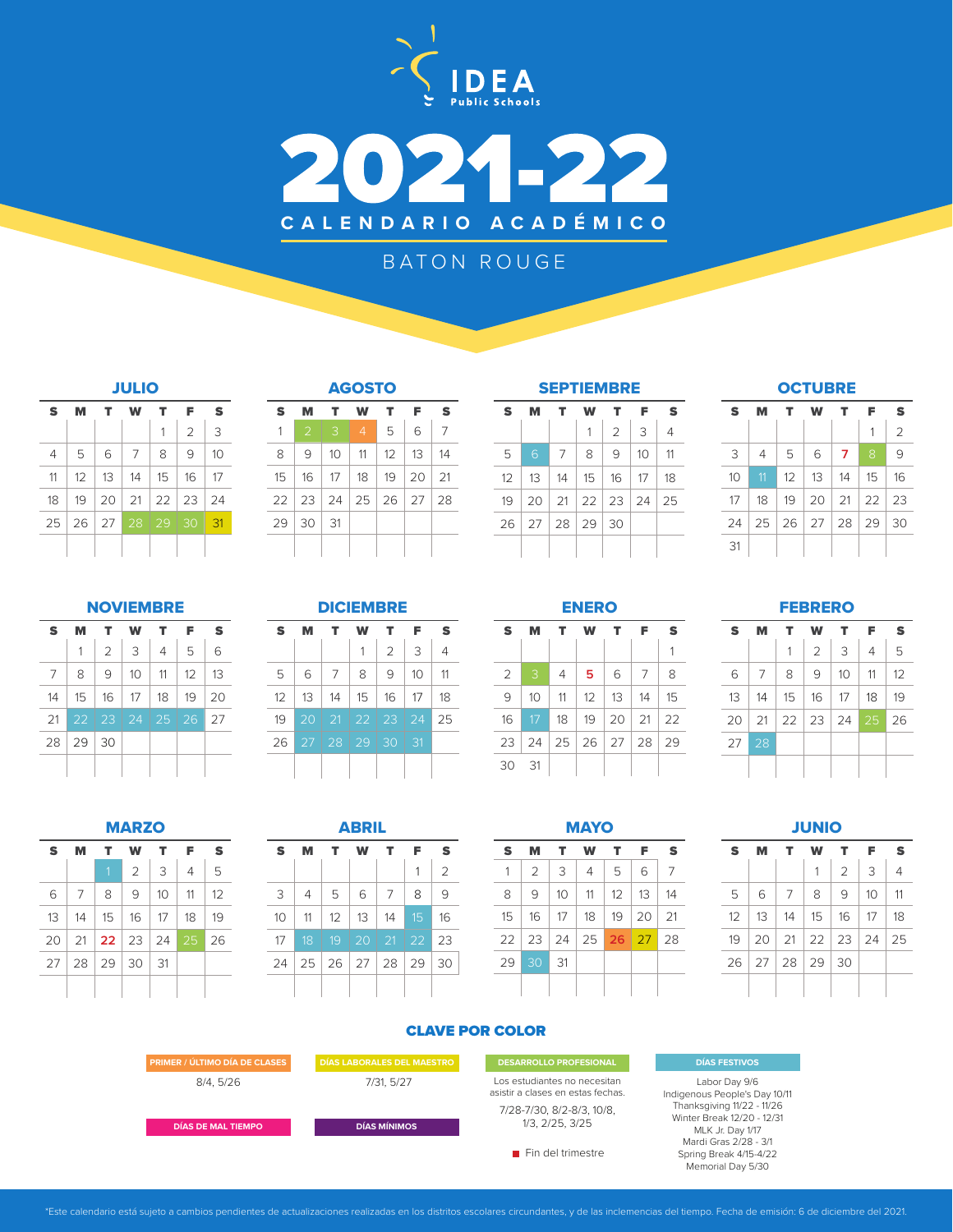IDEA Public Schools

# 2021-22

## CALENDARIO ACADÉMICO

BATON ROUGE

### JULIO

| S | M | T | W | T | F | S |
|---|---|---|---|---|---|---|
| | | | | 1 | 2 | 3 |
| 4 | 5 | 6 | 7 | 8 | 9 | 10 |
| 11 | 12 | 13 | 14 | 15 | 16 | 17 |
| 18 | 19 | 20 | 21 | 22 | 23 | 24 |
| 25 | 26 | 27 | 28 | 29 | 30 | 31 |

### AGOSTO

| S | M | T | W | T | F | S |
|---|---|---|---|---|---|---|
| 1 | 2 | 3 | 4 | 5 | 6 | 7 |
| 8 | 9 | 10 | 11 | 12 | 13 | 14 |
| 15 | 16 | 17 | 18 | 19 | 20 | 21 |
| 22 | 23 | 24 | 25 | 26 | 27 | 28 |
| 29 | 30 | 31 | | | | |

### SEPTIEMBRE

| S | M | T | W | T | F | S |
|---|---|---|---|---|---|---|
| | | | 1 | 2 | 3 | 4 |
| 5 | 6 | 7 | 8 | 9 | 10 | 11 |
| 12 | 13 | 14 | 15 | 16 | 17 | 18 |
| 19 | 20 | 21 | 22 | 23 | 24 | 25 |
| 26 | 27 | 28 | 29 | 30 | | |

### OCTUBRE

| S | M | T | W | T | F | S |
|---|---|---|---|---|---|---|
| | | | | | 1 | 2 |
| 3 | 4 | 5 | 6 | 7 | 8 | 9 |
| 10 | 11 | 12 | 13 | 14 | 15 | 16 |
| 17 | 18 | 19 | 20 | 21 | 22 | 23 |
| 24 | 25 | 26 | 27 | 28 | 29 | 30 |
| 31 | | | | | | |

### NOVIEMBRE

| S | M | T | W | T | F | S |
|---|---|---|---|---|---|---|
| | 1 | 2 | 3 | 4 | 5 | 6 |
| 7 | 8 | 9 | 10 | 11 | 12 | 13 |
| 14 | 15 | 16 | 17 | 18 | 19 | 20 |
| 21 | 22 | 23 | 24 | 25 | 26 | 27 |
| 28 | 29 | 30 | | | | |

### DICIEMBRE

| S | M | T | W | T | F | S |
|---|---|---|---|---|---|---|
| | | | 1 | 2 | 3 | 4 |
| 5 | 6 | 7 | 8 | 9 | 10 | 11 |
| 12 | 13 | 14 | 15 | 16 | 17 | 18 |
| 19 | 20 | 21 | 22 | 23 | 24 | 25 |
| 26 | 27 | 28 | 29 | 30 | 31 | |

### ENERO

| S | M | T | W | T | F | S |
|---|---|---|---|---|---|---|
| | | | | | | 1 |
| 2 | 3 | 4 | 5 | 6 | 7 | 8 |
| 9 | 10 | 11 | 12 | 13 | 14 | 15 |
| 16 | 17 | 18 | 19 | 20 | 21 | 22 |
| 23 | 24 | 25 | 26 | 27 | 28 | 29 |
| 30 | 31 | | | | | |

### FEBRERO

| S | M | T | W | T | F | S |
|---|---|---|---|---|---|---|
| | | 1 | 2 | 3 | 4 | 5 |
| 6 | 7 | 8 | 9 | 10 | 11 | 12 |
| 13 | 14 | 15 | 16 | 17 | 18 | 19 |
| 20 | 21 | 22 | 23 | 24 | 25 | 26 |
| 27 | 28 | | | | | |

### MARZO

| S | M | T | W | T | F | S |
|---|---|---|---|---|---|---|
| | | 1 | 2 | 3 | 4 | 5 |
| 6 | 7 | 8 | 9 | 10 | 11 | 12 |
| 13 | 14 | 15 | 16 | 17 | 18 | 19 |
| 20 | 21 | 22 | 23 | 24 | 25 | 26 |
| 27 | 28 | 29 | 30 | 31 | | |

### ABRIL

| S | M | T | W | T | F | S |
|---|---|---|---|---|---|---|
| | | | | | 1 | 2 |
| 3 | 4 | 5 | 6 | 7 | 8 | 9 |
| 10 | 11 | 12 | 13 | 14 | 15 | 16 |
| 17 | 18 | 19 | 20 | 21 | 22 | 23 |
| 24 | 25 | 26 | 27 | 28 | 29 | 30 |

### MAYO

| S | M | T | W | T | F | S |
|---|---|---|---|---|---|---|
| 1 | 2 | 3 | 4 | 5 | 6 | 7 |
| 8 | 9 | 10 | 11 | 12 | 13 | 14 |
| 15 | 16 | 17 | 18 | 19 | 20 | 21 |
| 22 | 23 | 24 | 25 | 26 | 27 | 28 |
| 29 | 30 | 31 | | | | |

### JUNIO

| S | M | T | W | T | F | S |
|---|---|---|---|---|---|---|
| | | | 1 | 2 | 3 | 4 |
| 5 | 6 | 7 | 8 | 9 | 10 | 11 |
| 12 | 13 | 14 | 15 | 16 | 17 | 18 |
| 19 | 20 | 21 | 22 | 23 | 24 | 25 |
| 26 | 27 | 28 | 29 | 30 | | |

## CLAVE POR COLOR

**PRIMER / ÚLTIMO DÍA DE CLASES**
8/4, 5/26

**DÍAS LABORALES DEL MAESTRO**
7/31, 5/27

**DESARROLLO PROFESIONAL**
Los estudiantes no necesitan asistir a clases en estas fechas.
7/28-7/30, 8/2-8/3, 10/8, 1/3, 2/25, 3/25

**DÍAS FESTIVOS**
Labor Day 9/6
Indigenous People's Day 10/11
Thanksgiving 11/22 - 11/26
Winter Break 12/20 - 12/31
MLK Jr. Day 1/17
Mardi Gras 2/28 - 3/1
Spring Break 4/15-4/22
Memorial Day 5/30

**DÍAS DE MAL TIEMPO**

**DÍAS MÍNIMOS**

Fin del trimestre

*Este calendario está sujeto a cambios pendientes de actualizaciones realizadas en los distritos escolares circundantes, y de las inclemencias del tiempo. Fecha de emisión: 6 de diciembre del 2021.